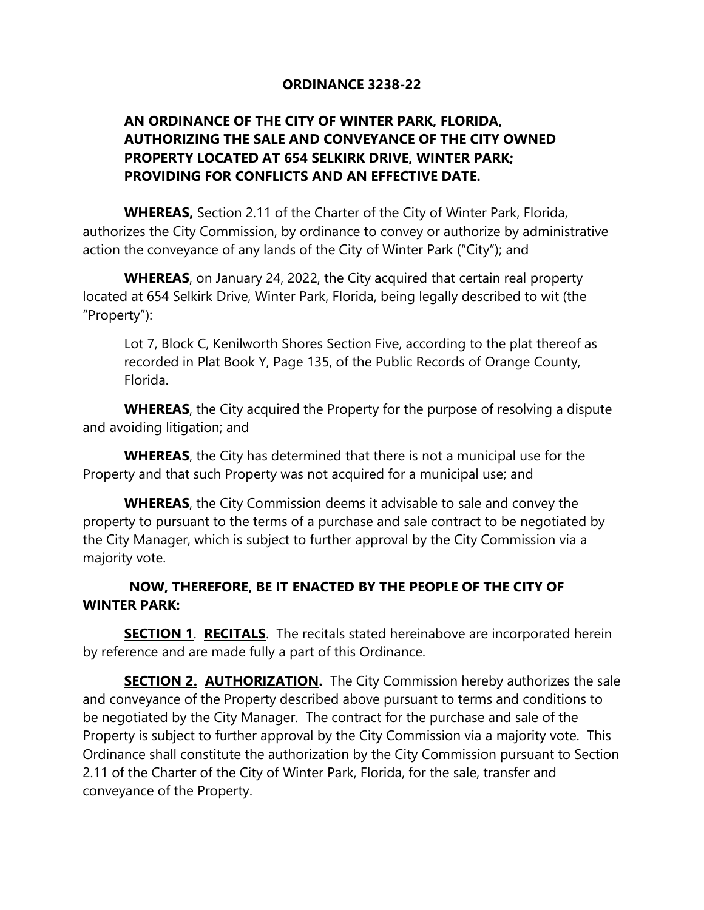# ORDINANCE 3238-22

**AN ORDINANCE OF THE CITY OF WINTER PARK, FLORIDA, AUTHORIZING THE SALE AND CONVEYANCE OF THE CITY OWNED PROPERTY LOCATED AT 654 SELKIRK DRIVE, WINTER PARK; PROVIDING FOR CONFLICTS AND AN EFFECTIVE DATE.**

**WHEREAS,** Section 2.11 of the Charter of the City of Winter Park, Florida, authorizes the City Commission, by ordinance to convey or authorize by administrative action the conveyance of any lands of the City of Winter Park ("City"); and

**WHEREAS**, on January 24, 2022, the City acquired that certain real property located at 654 Selkirk Drive, Winter Park, Florida, being legally described to wit (the "Property"):

> Lot 7, Block C, Kenilworth Shores Section Five, according to the plat thereof as recorded in Plat Book Y, Page 135, of the Public Records of Orange County, Florida.

**WHEREAS**, the City acquired the Property for the purpose of resolving a dispute and avoiding litigation; and

**WHEREAS**, the City has determined that there is not a municipal use for the Property and that such Property was not acquired for a municipal use; and

**WHEREAS**, the City Commission deems it advisable to sale and convey the property to pursuant to the terms of a purchase and sale contract to be negotiated by the City Manager, which is subject to further approval by the City Commission via a majority vote.

**NOW, THEREFORE, BE IT ENACTED BY THE PEOPLE OF THE CITY OF WINTER PARK:**

**SECTION 1**. **RECITALS**. The recitals stated hereinabove are incorporated herein by reference and are made fully a part of this Ordinance.

**SECTION 2. AUTHORIZATION.** The City Commission hereby authorizes the sale and conveyance of the Property described above pursuant to terms and conditions to be negotiated by the City Manager. The contract for the purchase and sale of the Property is subject to further approval by the City Commission via a majority vote. This Ordinance shall constitute the authorization by the City Commission pursuant to Section 2.11 of the Charter of the City of Winter Park, Florida, for the sale, transfer and conveyance of the Property.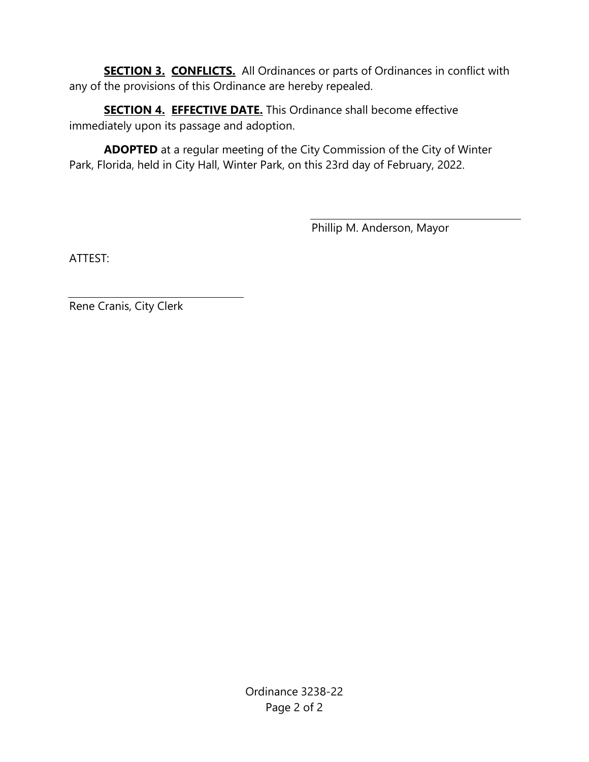**SECTION 3. CONFLICTS.** All Ordinances or parts of Ordinances in conflict with any of the provisions of this Ordinance are hereby repealed.

**SECTION 4. EFFECTIVE DATE.** This Ordinance shall become effective immediately upon its passage and adoption.

**ADOPTED** at a regular meeting of the City Commission of the City of Winter Park, Florida, held in City Hall, Winter Park, on this 23rd day of February, 2022.

\_\_\_\_\_\_\_\_\_\_\_\_\_\_\_\_\_\_\_\_\_\_\_\_\_\_\_\_\_\_\_\_\_\_\_\_
Phillip M. Anderson, Mayor

ATTEST:

\_\_\_\_\_\_\_\_\_\_\_\_\_\_\_\_\_\_\_\_\_\_\_\_\_\_\_\_\_\_\_\_\_\_\_\_
Rene Cranis, City Clerk

Ordinance 3238-22